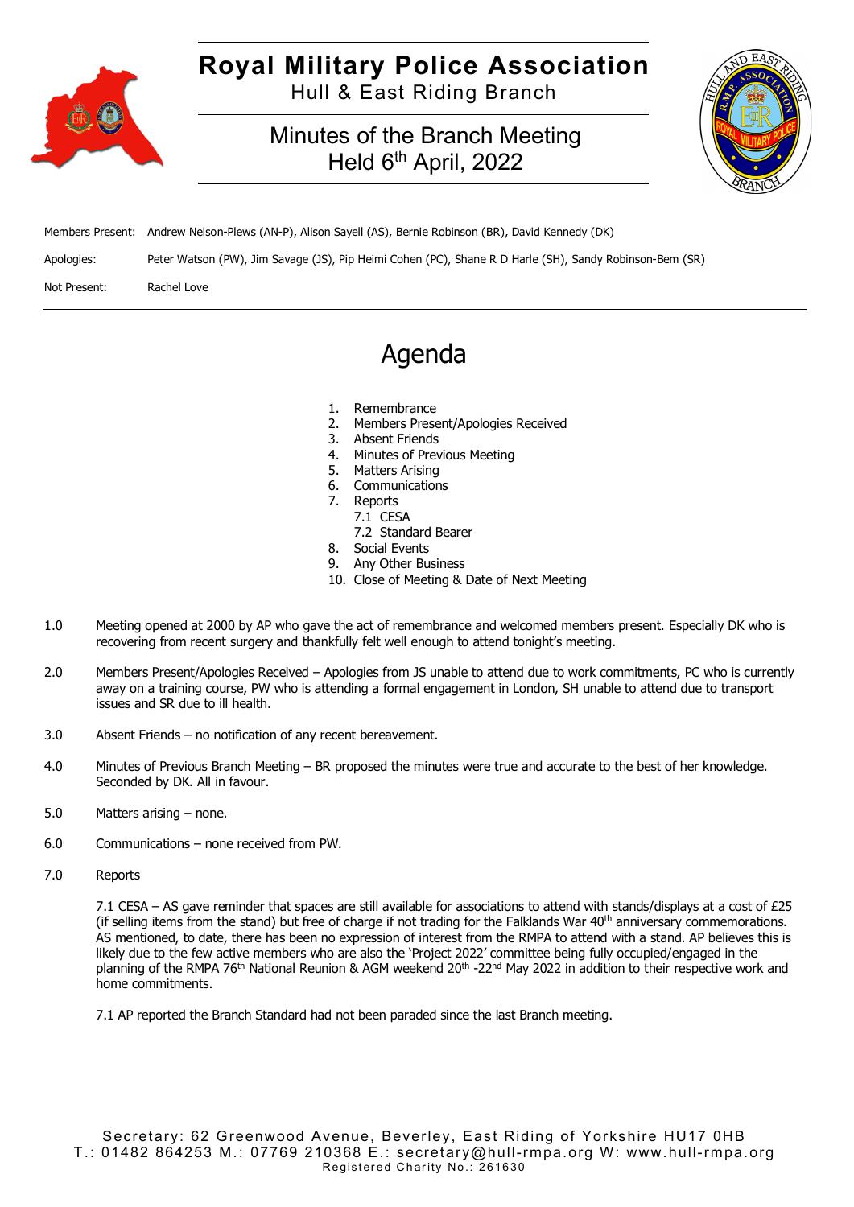# Royal Military Police Association

Hull & East Riding Branch

## Minutes of the Branch Meeting Held 6th April, 2022

Members Present: Andrew Nelson-Plews (AN-P), Alison Sayell (AS), Bernie Robinson (BR), David Kennedy (DK)

Apologies: Peter Watson (PW), Jim Savage (JS), Pip Heimi Cohen (PC), Shane R D Harle (SH), Sandy Robinson-Bem (SR)

Not Present: Rachel Love

## Agenda

1. Remembrance
2. Members Present/Apologies Received
3. Absent Friends
4. Minutes of Previous Meeting
5. Matters Arising
6. Communications
7. Reports
   - 7.1 CESA
   - 7.2 Standard Bearer
8. Social Events
9. Any Other Business
10. Close of Meeting & Date of Next Meeting

1.0 Meeting opened at 2000 by AP who gave the act of remembrance and welcomed members present. Especially DK who is recovering from recent surgery and thankfully felt well enough to attend tonight's meeting.

2.0 Members Present/Apologies Received – Apologies from JS unable to attend due to work commitments, PC who is currently away on a training course, PW who is attending a formal engagement in London, SH unable to attend due to transport issues and SR due to ill health.

3.0 Absent Friends – no notification of any recent bereavement.

4.0 Minutes of Previous Branch Meeting – BR proposed the minutes were true and accurate to the best of her knowledge. Seconded by DK. All in favour.

5.0 Matters arising – none.

6.0 Communications – none received from PW.

7.0 Reports

7.1 CESA – AS gave reminder that spaces are still available for associations to attend with stands/displays at a cost of £25 (if selling items from the stand) but free of charge if not trading for the Falklands War 40th anniversary commemorations. AS mentioned, to date, there has been no expression of interest from the RMPA to attend with a stand. AP believes this is likely due to the few active members who are also the 'Project 2022' committee being fully occupied/engaged in the planning of the RMPA 76th National Reunion & AGM weekend 20th -22nd May 2022 in addition to their respective work and home commitments.

7.1 AP reported the Branch Standard had not been paraded since the last Branch meeting.

Secretary: 62 Greenwood Avenue, Beverley, East Riding of Yorkshire HU17 0HB
T.: 01482 864253 M.: 07769 210368 E.: secretary@hull-rmpa.org W: www.hull-rmpa.org
Registered Charity No.: 261630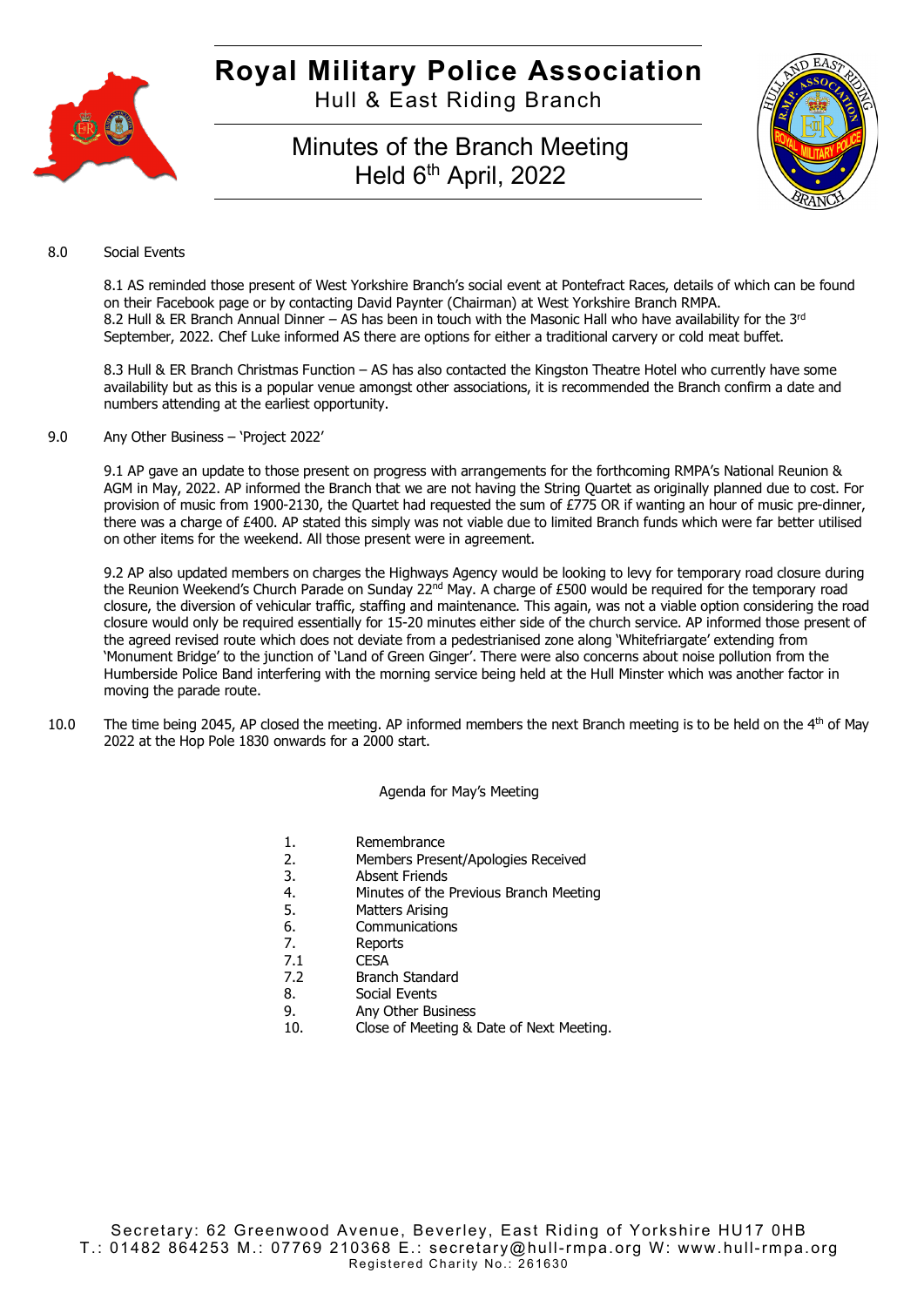# Royal Military Police Association

## Hull & East Riding Branch

## Minutes of the Branch Meeting Held 6th April, 2022

8.0 Social Events

8.1 AS reminded those present of West Yorkshire Branch's social event at Pontefract Races, details of which can be found on their Facebook page or by contacting David Paynter (Chairman) at West Yorkshire Branch RMPA.
8.2 Hull & ER Branch Annual Dinner – AS has been in touch with the Masonic Hall who have availability for the 3rd September, 2022. Chef Luke informed AS there are options for either a traditional carvery or cold meat buffet.

8.3 Hull & ER Branch Christmas Function – AS has also contacted the Kingston Theatre Hotel who currently have some availability but as this is a popular venue amongst other associations, it is recommended the Branch confirm a date and numbers attending at the earliest opportunity.

9.0 Any Other Business – 'Project 2022'

9.1 AP gave an update to those present on progress with arrangements for the forthcoming RMPA's National Reunion & AGM in May, 2022. AP informed the Branch that we are not having the String Quartet as originally planned due to cost. For provision of music from 1900-2130, the Quartet had requested the sum of £775 OR if wanting an hour of music pre-dinner, there was a charge of £400. AP stated this simply was not viable due to limited Branch funds which were far better utilised on other items for the weekend. All those present were in agreement.

9.2 AP also updated members on charges the Highways Agency would be looking to levy for temporary road closure during the Reunion Weekend's Church Parade on Sunday 22nd May. A charge of £500 would be required for the temporary road closure, the diversion of vehicular traffic, staffing and maintenance. This again, was not a viable option considering the road closure would only be required essentially for 15-20 minutes either side of the church service. AP informed those present of the agreed revised route which does not deviate from a pedestrianised zone along 'Whitefriargate' extending from 'Monument Bridge' to the junction of 'Land of Green Ginger'. There were also concerns about noise pollution from the Humberside Police Band interfering with the morning service being held at the Hull Minster which was another factor in moving the parade route.

10.0 The time being 2045, AP closed the meeting. AP informed members the next Branch meeting is to be held on the 4th of May 2022 at the Hop Pole 1830 onwards for a 2000 start.

Agenda for May's Meeting

1. Remembrance
2. Members Present/Apologies Received
3. Absent Friends
4. Minutes of the Previous Branch Meeting
5. Matters Arising
6. Communications
7. Reports
   - 7.1 CESA
   - 7.2 Branch Standard
8. Social Events
9. Any Other Business
10. Close of Meeting & Date of Next Meeting.

Secretary: 62 Greenwood Avenue, Beverley, East Riding of Yorkshire HU17 0HB
T.: 01482 864253 M.: 07769 210368 E.: secretary@hull-rmpa.org W: www.hull-rmpa.org
Registered Charity No.: 261630